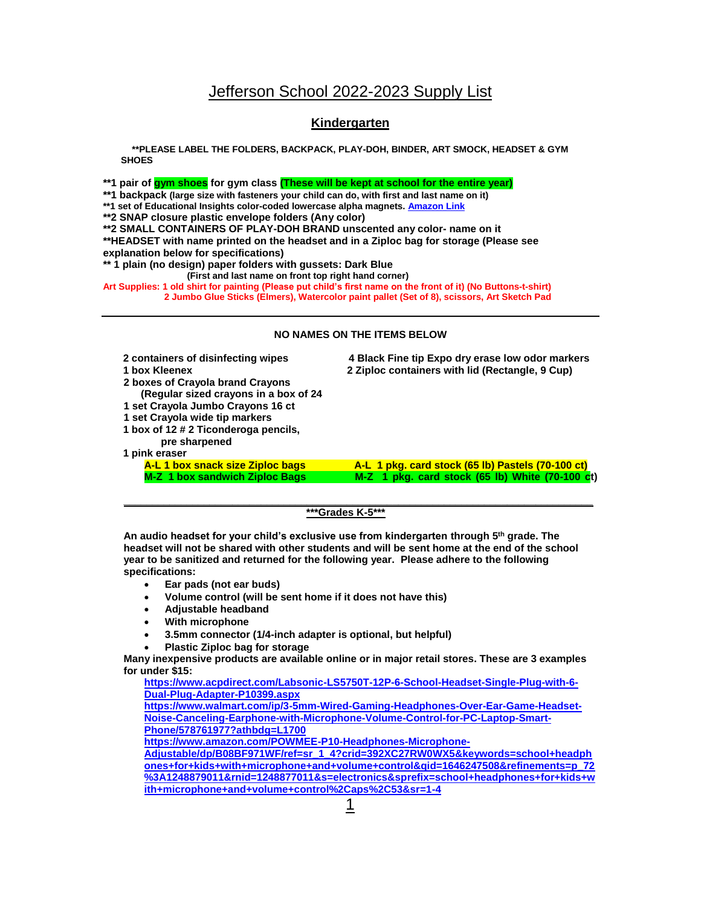# Jefferson School 2022-2023 Supply List

## Kindergarten

**\*\*PLEASE LABEL THE FOLDERS, BACKPACK, PLAY-DOH, BINDER, ART SMOCK, HEADSET & GYM SHOES**

**\*\*1 pair of gym shoes for gym class (These will be kept at school for the entire year)**
**\*\*1 backpack (large size with fasteners your child can do, with first and last name on it)**
**\*\*1 set of Educational Insights color-coded lowercase alpha magnets.** Amazon Link
**\*\*2 SNAP closure plastic envelope folders (Any color)**
**\*\*2 SMALL CONTAINERS OF PLAY-DOH BRAND unscented any color- name on it**
**\*\*HEADSET with name printed on the headset and in a Ziploc bag for storage (Please see explanation below for specifications)**
**\*\* 1 plain (no design) paper folders with gussets: Dark Blue**
**(First and last name on front top right hand corner)**
**Art Supplies: 1 old shirt for painting (Please put child's first name on the front of it) (No Buttons-t-shirt)**
**2 Jumbo Glue Sticks (Elmers), Watercolor paint pallet (Set of 8), scissors, Art Sketch Pad**

---

**NO NAMES ON THE ITEMS BELOW**

- 2 containers of disinfecting wipes
- 1 box Kleenex
- 2 boxes of Crayola brand Crayons (Regular sized crayons in a box of 24
- 1 set Crayola Jumbo Crayons 16 ct
- 1 set Crayola wide tip markers
- 1 box of 12 # 2 Ticonderoga pencils, pre sharpened
- 1 pink eraser
- A-L 1 box snack size Ziploc bags
- M-Z 1 box sandwich Ziploc Bags
- 4 Black Fine tip Expo dry erase low odor markers
- 2 Ziploc containers with lid (Rectangle, 9 Cup)
- A-L 1 pkg. card stock (65 lb) Pastels (70-100 ct)
- M-Z 1 pkg. card stock (65 lb) White (70-100 ct)

---

**\*\*\*Grades K-5\*\*\***

**An audio headset for your child's exclusive use from kindergarten through 5th grade. The headset will not be shared with other students and will be sent home at the end of the school year to be sanitized and returned for the following year. Please adhere to the following specifications:**

- **Ear pads (not ear buds)**
- **Volume control (will be sent home if it does not have this)**
- **Adjustable headband**
- **With microphone**
- **3.5mm connector (1/4-inch adapter is optional, but helpful)**
- **Plastic Ziploc bag for storage**

**Many inexpensive products are available online or in major retail stores. These are 3 examples for under $15:**

https://www.acpdirect.com/Labsonic-LS5750T-12P-6-School-Headset-Single-Plug-with-6-Dual-Plug-Adapter-P10399.aspx
https://www.walmart.com/ip/3-5mm-Wired-Gaming-Headphones-Over-Ear-Game-Headset-Noise-Canceling-Earphone-with-Microphone-Volume-Control-for-PC-Laptop-Smart-Phone/578761977?athbdg=L1700
https://www.amazon.com/POWMEE-P10-Headphones-Microphone-Adjustable/dp/B08BF971WF/ref=sr_1_4?crid=392XC27RW0WX5&keywords=school+headphones+for+kids+with+microphone+and+volume+control&qid=1646247508&refinements=p_72%3A1248879011&rnid=1248877011&s=electronics&sprefix=school+headphones+for+kids+with+microphone+and+volume+control%2Caps%2C53&sr=1-4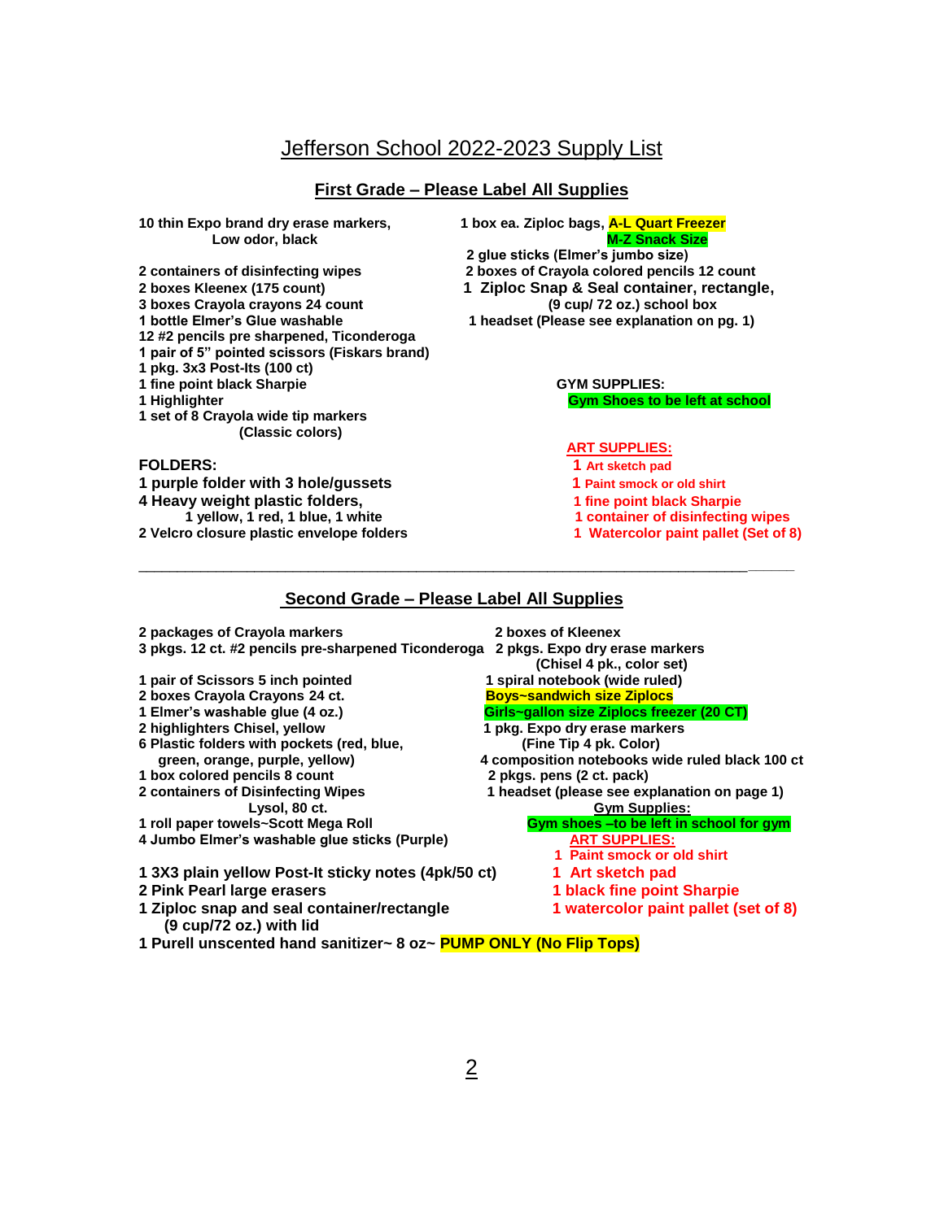# Jefferson School 2022-2023 Supply List

## First Grade – Please Label All Supplies

- 10 thin Expo brand dry erase markers, Low odor, black
- 2 containers of disinfecting wipes
- 2 boxes Kleenex (175 count)
- 3 boxes Crayola crayons 24 count
- 1 bottle Elmer's Glue washable
- 12 #2 pencils pre sharpened, Ticonderoga
- 1 pair of 5" pointed scissors (Fiskars brand)
- 1 pkg. 3x3 Post-Its (100 ct)
- 1 fine point black Sharpie
- 1 Highlighter
- 1 set of 8 Crayola wide tip markers (Classic colors)

**FOLDERS:**

- 1 purple folder with 3 hole/gussets
- 4 Heavy weight plastic folders, 1 yellow, 1 red, 1 blue, 1 white
- 2 Velcro closure plastic envelope folders

- 1 box ea. Ziploc bags, A-L Quart Freezer / M-Z Snack Size
- 2 glue sticks (Elmer's jumbo size)
- 2 boxes of Crayola colored pencils 12 count
- 1 Ziploc Snap & Seal container, rectangle, (9 cup/ 72 oz.) school box
- 1 headset (Please see explanation on pg. 1)

**GYM SUPPLIES:**

Gym Shoes to be left at school

**ART SUPPLIES:**

- 1 Art sketch pad
- 1 Paint smock or old shirt
- 1 fine point black Sharpie
- 1 container of disinfecting wipes
- 1 Watercolor paint pallet (Set of 8)

---

## Second Grade – Please Label All Supplies

- 2 packages of Crayola markers
- 3 pkgs. 12 ct. #2 pencils pre-sharpened Ticonderoga
- 1 pair of Scissors 5 inch pointed
- 2 boxes Crayola Crayons 24 ct.
- 1 Elmer's washable glue (4 oz.)
- 2 highlighters Chisel, yellow
- 6 Plastic folders with pockets (red, blue, green, orange, purple, yellow)
- 1 box colored pencils 8 count
- 2 containers of Disinfecting Wipes Lysol, 80 ct.
- 1 roll paper towels~Scott Mega Roll
- 4 Jumbo Elmer's washable glue sticks (Purple)
- 1 3X3 plain yellow Post-It sticky notes (4pk/50 ct)
- 2 Pink Pearl large erasers
- 1 Ziploc snap and seal container/rectangle (9 cup/72 oz.) with lid
- 1 Purell unscented hand sanitizer~ 8 oz~ PUMP ONLY (No Flip Tops)

- 2 boxes of Kleenex
- 2 pkgs. Expo dry erase markers (Chisel 4 pk., color set)
- 1 spiral notebook (wide ruled)
- Boys~sandwich size Ziplocs
- Girls~gallon size Ziplocs freezer (20 CT)
- 1 pkg. Expo dry erase markers (Fine Tip 4 pk. Color)
- 4 composition notebooks wide ruled black 100 ct
- 2 pkgs. pens (2 ct. pack)
- 1 headset (please see explanation on page 1)

**Gym Supplies:**

Gym shoes –to be left in school for gym

**ART SUPPLIES:**

- 1 Paint smock or old shirt
- 1 Art sketch pad
- 1 black fine point Sharpie
- 1 watercolor paint pallet (set of 8)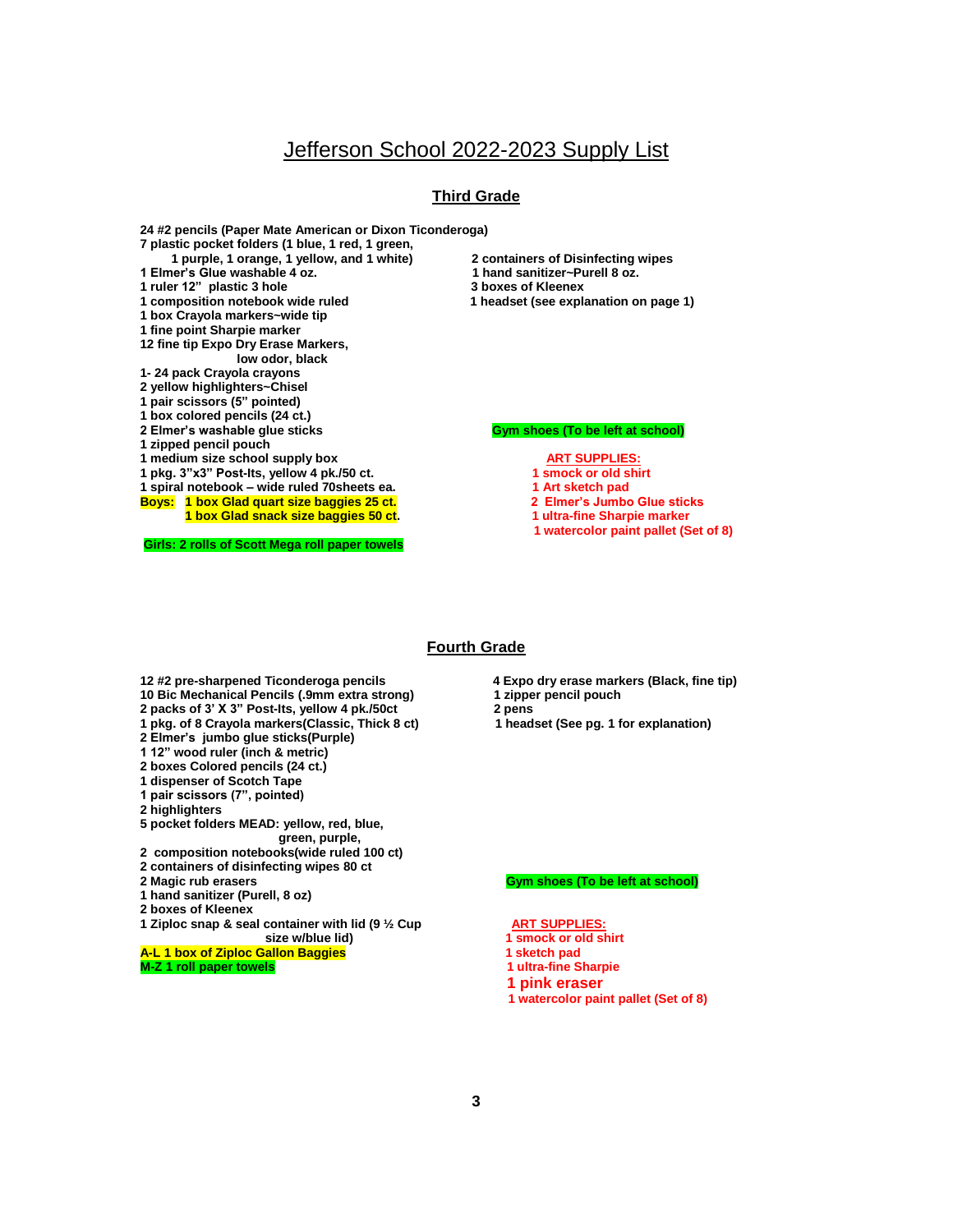# Jefferson School 2022-2023 Supply List

## Third Grade

**24 #2 pencils (Paper Mate American or Dixon Ticonderoga)**
**7 plastic pocket folders (1 blue, 1 red, 1 green, 1 purple, 1 orange, 1 yellow, and 1 white)**
**1 Elmer's Glue washable 4 oz.**
**1 ruler 12" plastic 3 hole**
**1 composition notebook wide ruled**
**1 box Crayola markers~wide tip**
**1 fine point Sharpie marker**
**12 fine tip Expo Dry Erase Markers, low odor, black**
**1- 24 pack Crayola crayons**
**2 yellow highlighters~Chisel**
**1 pair scissors (5" pointed)**
**1 box colored pencils (24 ct.)**
**2 Elmer's washable glue sticks**
**1 zipped pencil pouch**
**1 medium size school supply box**
**1 pkg. 3"x3" Post-Its, yellow 4 pk./50 ct.**
**1 spiral notebook – wide ruled 70sheets ea.**
**Boys: 1 box Glad quart size baggies 25 ct.**
**1 box Glad snack size baggies 50 ct.**

**Girls: 2 rolls of Scott Mega roll paper towels**

**2 containers of Disinfecting wipes**
**1 hand sanitizer~Purell 8 oz.**
**3 boxes of Kleenex**
**1 headset (see explanation on page 1)**

**Gym shoes (To be left at school)**

**ART SUPPLIES:**
**1 smock or old shirt**
**1 Art sketch pad**
**2 Elmer's Jumbo Glue sticks**
**1 ultra-fine Sharpie marker**
**1 watercolor paint pallet (Set of 8)**

## Fourth Grade

**12 #2 pre-sharpened Ticonderoga pencils**
**10 Bic Mechanical Pencils (.9mm extra strong)**
**2 packs of 3' X 3" Post-Its, yellow 4 pk./50ct**
**1 pkg. of 8 Crayola markers(Classic, Thick 8 ct)**
**2 Elmer's jumbo glue sticks(Purple)**
**1 12" wood ruler (inch & metric)**
**2 boxes Colored pencils (24 ct.)**
**1 dispenser of Scotch Tape**
**1 pair scissors (7", pointed)**
**2 highlighters**
**5 pocket folders MEAD: yellow, red, blue, green, purple,**
**2 composition notebooks(wide ruled 100 ct)**
**2 containers of disinfecting wipes 80 ct**
**2 Magic rub erasers**
**1 hand sanitizer (Purell, 8 oz)**
**2 boxes of Kleenex**
**1 Ziploc snap & seal container with lid (9 ½ Cup size w/blue lid)**
**A-L 1 box of Ziploc Gallon Baggies**
**M-Z 1 roll paper towels**

**4 Expo dry erase markers (Black, fine tip)**
**1 zipper pencil pouch**
**2 pens**
**1 headset (See pg. 1 for explanation)**

**Gym shoes (To be left at school)**

**ART SUPPLIES:**
**1 smock or old shirt**
**1 sketch pad**
**1 ultra-fine Sharpie**
**1 pink eraser**
**1 watercolor paint pallet (Set of 8)**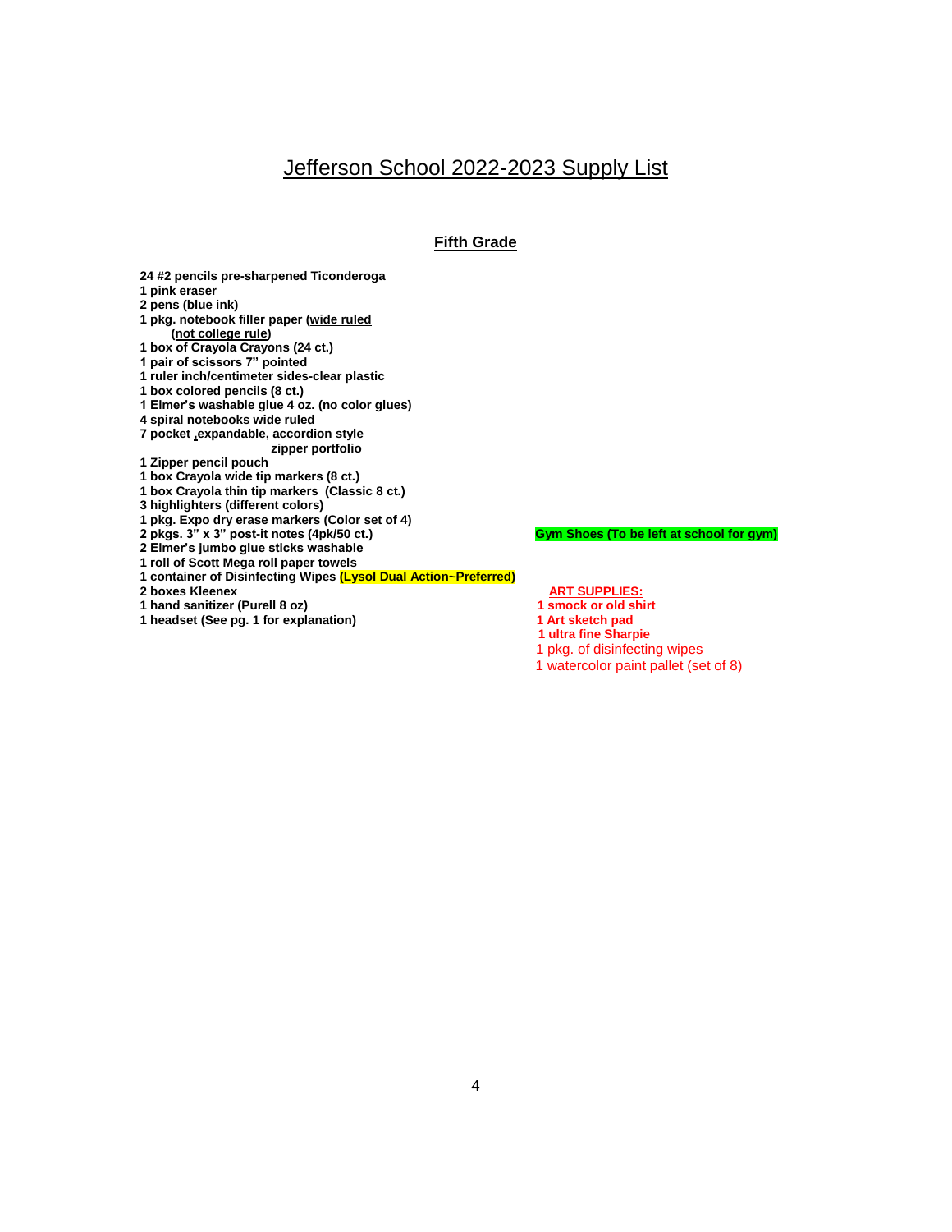# Jefferson School 2022-2023 Supply List

## Fifth Grade

**24 #2 pencils pre-sharpened Ticonderoga**
**1 pink eraser**
**2 pens (blue ink)**
**1 pkg. notebook filler paper (wide ruled (not college rule)**
**1 box of Crayola Crayons (24 ct.)**
**1 pair of scissors 7" pointed**
**1 ruler inch/centimeter sides-clear plastic**
**1 box colored pencils (8 ct.)**
**1 Elmer's washable glue 4 oz. (no color glues)**
**4 spiral notebooks wide ruled**
**7 pocket ,expandable, accordion style zipper portfolio**
**1 Zipper pencil pouch**
**1 box Crayola wide tip markers (8 ct.)**
**1 box Crayola thin tip markers (Classic 8 ct.)**
**3 highlighters (different colors)**
**1 pkg. Expo dry erase markers (Color set of 4)**
**2 pkgs. 3" x 3" post-it notes (4pk/50 ct.)**
**2 Elmer's jumbo glue sticks washable**
**1 roll of Scott Mega roll paper towels**
**1 container of Disinfecting Wipes (Lysol Dual Action~Preferred)**
**2 boxes Kleenex**
**1 hand sanitizer (Purell 8 oz)**
**1 headset (See pg. 1 for explanation)**

**Gym Shoes (To be left at school for gym)**

**ART SUPPLIES:**
**1 smock or old shirt**
**1 Art sketch pad**
**1 ultra fine Sharpie**
1 pkg. of disinfecting wipes
1 watercolor paint pallet (set of 8)